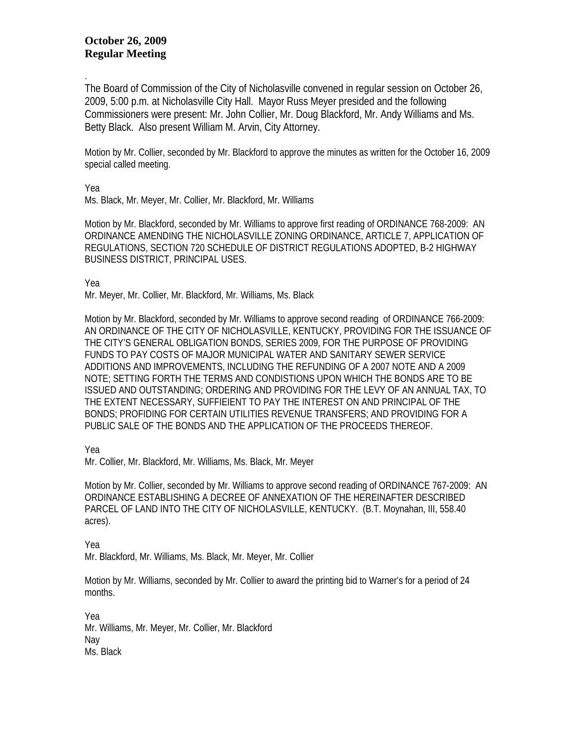**October 26, 2009**
**Regular Meeting**

The Board of Commission of the City of Nicholasville convened in regular session on October 26, 2009, 5:00 p.m. at Nicholasville City Hall. Mayor Russ Meyer presided and the following Commissioners were present: Mr. John Collier, Mr. Doug Blackford, Mr. Andy Williams and Ms. Betty Black. Also present William M. Arvin, City Attorney.

Motion by Mr. Collier, seconded by Mr. Blackford to approve the minutes as written for the October 16, 2009 special called meeting.

Yea
Ms. Black, Mr. Meyer, Mr. Collier, Mr. Blackford, Mr. Williams

Motion by Mr. Blackford, seconded by Mr. Williams to approve first reading of ORDINANCE 768-2009: AN ORDINANCE AMENDING THE NICHOLASVILLE ZONING ORDINANCE, ARTICLE 7, APPLICATION OF REGULATIONS, SECTION 720 SCHEDULE OF DISTRICT REGULATIONS ADOPTED, B-2 HIGHWAY BUSINESS DISTRICT, PRINCIPAL USES.

Yea
Mr. Meyer, Mr. Collier, Mr. Blackford, Mr. Williams, Ms. Black

Motion by Mr. Blackford, seconded by Mr. Williams to approve second reading of ORDINANCE 766-2009: AN ORDINANCE OF THE CITY OF NICHOLASVILLE, KENTUCKY, PROVIDING FOR THE ISSUANCE OF THE CITY'S GENERAL OBLIGATION BONDS, SERIES 2009, FOR THE PURPOSE OF PROVIDING FUNDS TO PAY COSTS OF MAJOR MUNICIPAL WATER AND SANITARY SEWER SERVICE ADDITIONS AND IMPROVEMENTS, INCLUDING THE REFUNDING OF A 2007 NOTE AND A 2009 NOTE; SETTING FORTH THE TERMS AND CONDISTIONS UPON WHICH THE BONDS ARE TO BE ISSUED AND OUTSTANDING; ORDERING AND PROVIDING FOR THE LEVY OF AN ANNUAL TAX, TO THE EXTENT NECESSARY, SUFFIEIENT TO PAY THE INTEREST ON AND PRINCIPAL OF THE BONDS; PROFIDING FOR CERTAIN UTILITIES REVENUE TRANSFERS; AND PROVIDING FOR A PUBLIC SALE OF THE BONDS AND THE APPLICATION OF THE PROCEEDS THEREOF.

Yea
Mr. Collier, Mr. Blackford, Mr. Williams, Ms. Black, Mr. Meyer

Motion by Mr. Collier, seconded by Mr. Williams to approve second reading of ORDINANCE 767-2009: AN ORDINANCE ESTABLISHING A DECREE OF ANNEXATION OF THE HEREINAFTER DESCRIBED PARCEL OF LAND INTO THE CITY OF NICHOLASVILLE, KENTUCKY. (B.T. Moynahan, III, 558.40 acres).

Yea
Mr. Blackford, Mr. Williams, Ms. Black, Mr. Meyer, Mr. Collier

Motion by Mr. Williams, seconded by Mr. Collier to award the printing bid to Warner's for a period of 24 months.

Yea
Mr. Williams, Mr. Meyer, Mr. Collier, Mr. Blackford
Nay
Ms. Black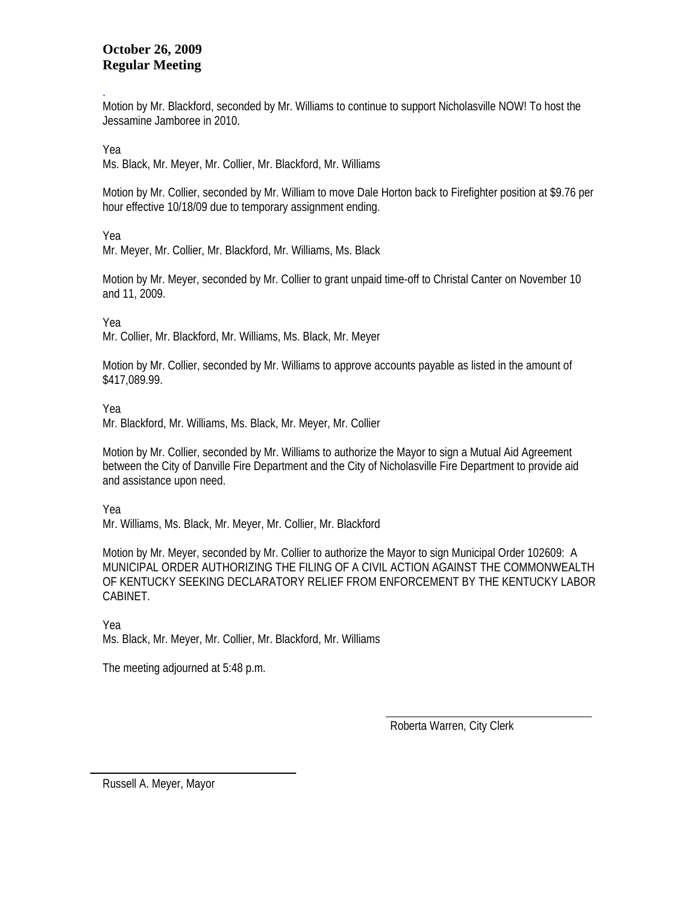**October 26, 2009**
**Regular Meeting**

.
Motion by Mr. Blackford, seconded by Mr. Williams to continue to support Nicholasville NOW! To host the Jessamine Jamboree in 2010.

Yea
Ms. Black, Mr. Meyer, Mr. Collier, Mr. Blackford, Mr. Williams

Motion by Mr. Collier, seconded by Mr. William to move Dale Horton back to Firefighter position at $9.76 per hour effective 10/18/09 due to temporary assignment ending.

Yea
Mr. Meyer, Mr. Collier, Mr. Blackford, Mr. Williams, Ms. Black

Motion by Mr. Meyer, seconded by Mr. Collier to grant unpaid time-off to Christal Canter on November 10 and 11, 2009.

Yea
Mr. Collier, Mr. Blackford, Mr. Williams, Ms. Black, Mr. Meyer

Motion by Mr. Collier, seconded by Mr. Williams to approve accounts payable as listed in the amount of $417,089.99.

Yea
Mr. Blackford, Mr. Williams, Ms. Black, Mr. Meyer, Mr. Collier

Motion by Mr. Collier, seconded by Mr. Williams to authorize the Mayor to sign a Mutual Aid Agreement between the City of Danville Fire Department and the City of Nicholasville Fire Department to provide aid and assistance upon need.

Yea
Mr. Williams, Ms. Black, Mr. Meyer, Mr. Collier, Mr. Blackford

Motion by Mr. Meyer, seconded by Mr. Collier to authorize the Mayor to sign Municipal Order 102609: A MUNICIPAL ORDER AUTHORIZING THE FILING OF A CIVIL ACTION AGAINST THE COMMONWEALTH OF KENTUCKY SEEKING DECLARATORY RELIEF FROM ENFORCEMENT BY THE KENTUCKY LABOR CABINET.

Yea
Ms. Black, Mr. Meyer, Mr. Collier, Mr. Blackford, Mr. Williams

The meeting adjourned at 5:48 p.m.

Roberta Warren, City Clerk

Russell A. Meyer, Mayor